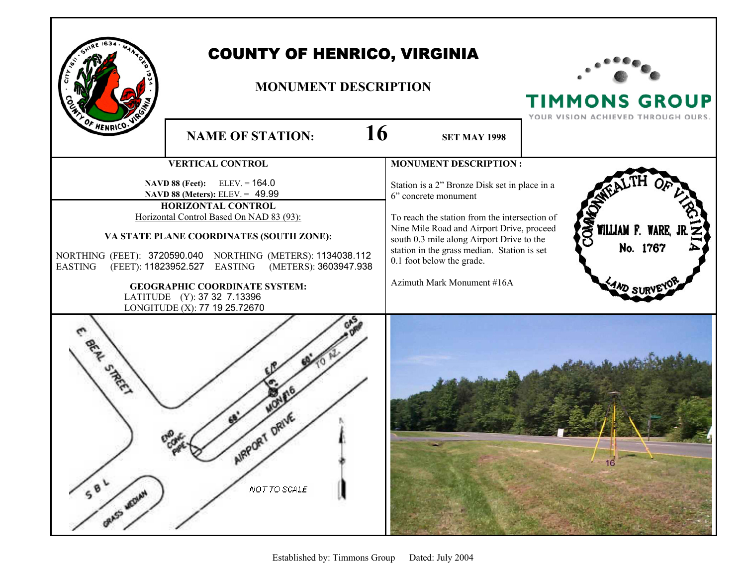# COUNTY OF HENRICO, VIRGINIA

## MONUMENT DESCRIPTION

TIMMONS GROUP
YOUR VISION ACHIEVED THROUGH OURS.

**NAME OF STATION:** **16** **SET MAY 1998**

### VERTICAL CONTROL

**NAVD 88 (Feet):** ELEV. = 164.0
**NAVD 88 (Meters):** ELEV. = 49.99

### HORIZONTAL CONTROL

Horizontal Control Based On NAD 83 (93):

**VA STATE PLANE COORDINATES (SOUTH ZONE):**

NORTHING (FEET): 3720590.040 NORTHING (METERS): 1134038.112
EASTING (FEET): 11823952.527 EASTING (METERS): 3603947.938

**GEOGRAPHIC COORDINATE SYSTEM:**
LATITUDE (Y): 37 32 7.13396
LONGITUDE (X): 77 19 25.72670

### MONUMENT DESCRIPTION :

Station is a 2" Bronze Disk set in place in a 6" concrete monument

To reach the station from the intersection of Nine Mile Road and Airport Drive, proceed south 0.3 mile along Airport Drive to the station in the grass median. Station is set 0.1 foot below the grade.

Azimuth Mark Monument #16A

COMMONWEALTH OF VIRGINIA
WILLIAM F. WARE, JR.
No. 1767
LAND SURVEYOR

E. BEAL STREET
E/P
60' TO AZ.
GAS DRIP
6'
MON #16
68'
END CONC. PIPE
AIRPORT DRIVE
SBL
GRASS MEDIAN
NOT TO SCALE

16

Established by: Timmons Group Dated: July 2004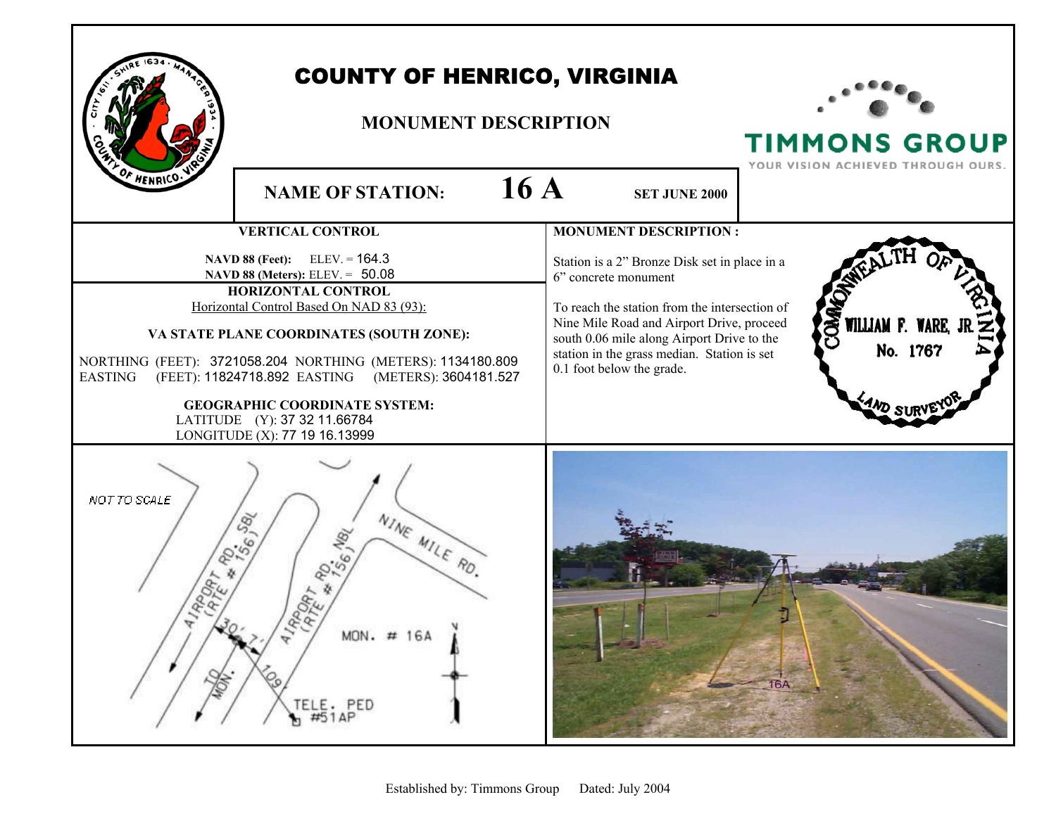# COUNTY OF HENRICO, VIRGINIA

## MONUMENT DESCRIPTION

TIMMONS GROUP
YOUR VISION ACHIEVED THROUGH OURS.

**NAME OF STATION:** **16 A** **SET JUNE 2000**

### VERTICAL CONTROL

**NAVD 88 (Feet):** ELEV. = 164.3
**NAVD 88 (Meters):** ELEV. = 50.08

### HORIZONTAL CONTROL

Horizontal Control Based On NAD 83 (93):

**VA STATE PLANE COORDINATES (SOUTH ZONE):**

NORTHING (FEET): 3721058.204 NORTHING (METERS): 1134180.809
EASTING (FEET): 11824718.892 EASTING (METERS): 3604181.527

**GEOGRAPHIC COORDINATE SYSTEM:**

LATITUDE (Y): 37 32 11.66784
LONGITUDE (X): 77 19 16.13999

### MONUMENT DESCRIPTION :

Station is a 2" Bronze Disk set in place in a 6" concrete monument

To reach the station from the intersection of Nine Mile Road and Airport Drive, proceed south 0.06 mile along Airport Drive to the station in the grass median. Station is set 0.1 foot below the grade.

COMMONWEALTH OF VIRGINIA
WILLIAM F. WARE, JR.
No. 1767
LAND SURVEYOR

NOT TO SCALE
AIRPORT RD.-SBL (RTE #156)
AIRPORT RD.-NBL (RTE #156)
NINE MILE RD.
30.7'
109'
TO MON.
MON. # 16A
TELE. PED #51AP

Established by: Timmons Group Dated: July 2004